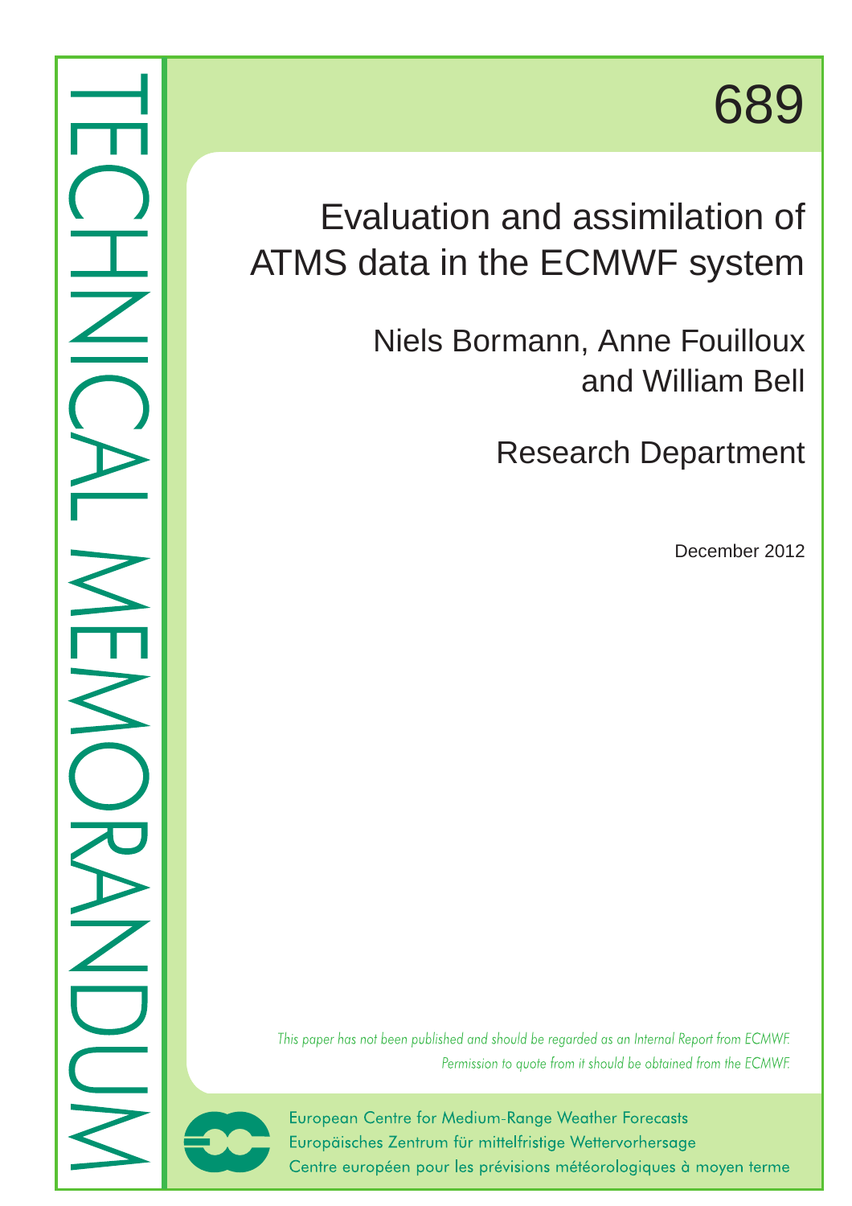TECHNICAL MEMORANDUM

689

# Evaluation and assimilation of ATMS data in the ECMWF system

Niels Bormann, Anne Fouilloux and William Bell

Research Department

December 2012

*This paper has not been published and should be regarded as an Internal Report from ECMWF. Permission to quote from it should be obtained from the ECMWF.*

European Centre for Medium-Range Weather Forecasts
Europäisches Zentrum für mittelfristige Wettervorhersage
Centre européen pour les prévisions météorologiques à moyen terme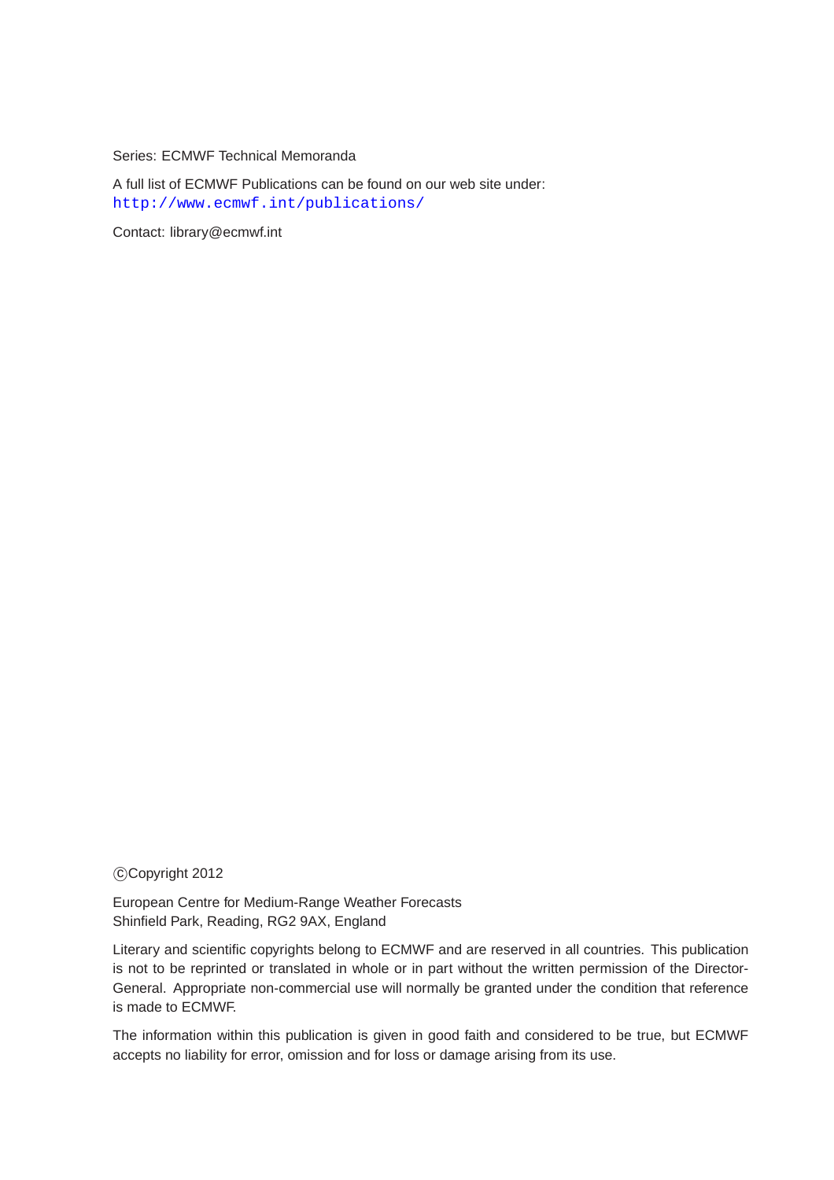Series: ECMWF Technical Memoranda

A full list of ECMWF Publications can be found on our web site under:
http://www.ecmwf.int/publications/

Contact: library@ecmwf.int

©Copyright 2012

European Centre for Medium-Range Weather Forecasts
Shinfield Park, Reading, RG2 9AX, England

Literary and scientific copyrights belong to ECMWF and are reserved in all countries. This publication is not to be reprinted or translated in whole or in part without the written permission of the Director-General. Appropriate non-commercial use will normally be granted under the condition that reference is made to ECMWF.

The information within this publication is given in good faith and considered to be true, but ECMWF accepts no liability for error, omission and for loss or damage arising from its use.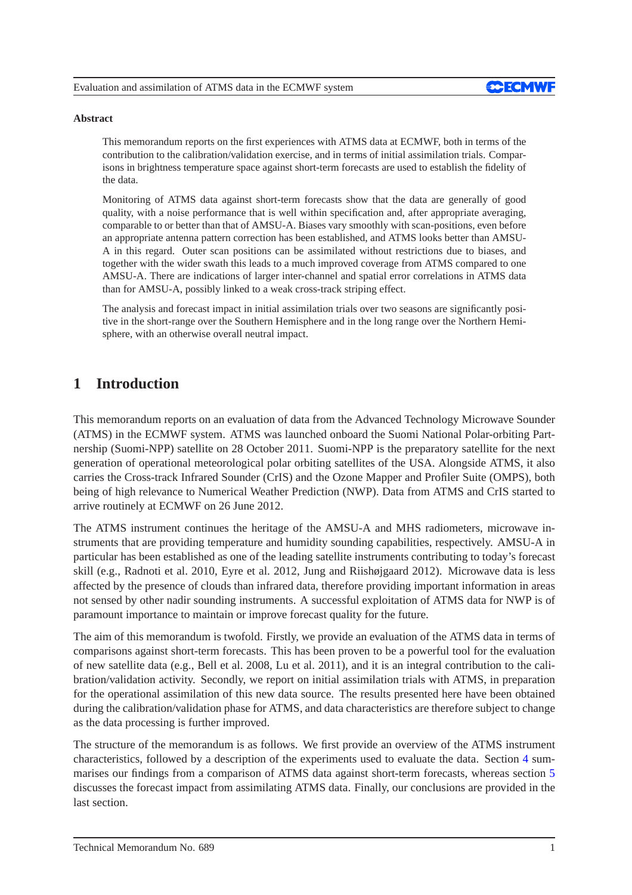**Abstract**

This memorandum reports on the first experiences with ATMS data at ECMWF, both in terms of the contribution to the calibration/validation exercise, and in terms of initial assimilation trials. Comparisons in brightness temperature space against short-term forecasts are used to establish the fidelity of the data.

Monitoring of ATMS data against short-term forecasts show that the data are generally of good quality, with a noise performance that is well within specification and, after appropriate averaging, comparable to or better than that of AMSU-A. Biases vary smoothly with scan-positions, even before an appropriate antenna pattern correction has been established, and ATMS looks better than AMSU-A in this regard. Outer scan positions can be assimilated without restrictions due to biases, and together with the wider swath this leads to a much improved coverage from ATMS compared to one AMSU-A. There are indications of larger inter-channel and spatial error correlations in ATMS data than for AMSU-A, possibly linked to a weak cross-track striping effect.

The analysis and forecast impact in initial assimilation trials over two seasons are significantly positive in the short-range over the Southern Hemisphere and in the long range over the Northern Hemisphere, with an otherwise overall neutral impact.

# 1 Introduction

This memorandum reports on an evaluation of data from the Advanced Technology Microwave Sounder (ATMS) in the ECMWF system. ATMS was launched onboard the Suomi National Polar-orbiting Partnership (Suomi-NPP) satellite on 28 October 2011. Suomi-NPP is the preparatory satellite for the next generation of operational meteorological polar orbiting satellites of the USA. Alongside ATMS, it also carries the Cross-track Infrared Sounder (CrIS) and the Ozone Mapper and Profiler Suite (OMPS), both being of high relevance to Numerical Weather Prediction (NWP). Data from ATMS and CrIS started to arrive routinely at ECMWF on 26 June 2012.

The ATMS instrument continues the heritage of the AMSU-A and MHS radiometers, microwave instruments that are providing temperature and humidity sounding capabilities, respectively. AMSU-A in particular has been established as one of the leading satellite instruments contributing to today's forecast skill (e.g., Radnoti et al. 2010, Eyre et al. 2012, Jung and Riishøjgaard 2012). Microwave data is less affected by the presence of clouds than infrared data, therefore providing important information in areas not sensed by other nadir sounding instruments. A successful exploitation of ATMS data for NWP is of paramount importance to maintain or improve forecast quality for the future.

The aim of this memorandum is twofold. Firstly, we provide an evaluation of the ATMS data in terms of comparisons against short-term forecasts. This has been proven to be a powerful tool for the evaluation of new satellite data (e.g., Bell et al. 2008, Lu et al. 2011), and it is an integral contribution to the calibration/validation activity. Secondly, we report on initial assimilation trials with ATMS, in preparation for the operational assimilation of this new data source. The results presented here have been obtained during the calibration/validation phase for ATMS, and data characteristics are therefore subject to change as the data processing is further improved.

The structure of the memorandum is as follows. We first provide an overview of the ATMS instrument characteristics, followed by a description of the experiments used to evaluate the data. Section 4 summarises our findings from a comparison of ATMS data against short-term forecasts, whereas section 5 discusses the forecast impact from assimilating ATMS data. Finally, our conclusions are provided in the last section.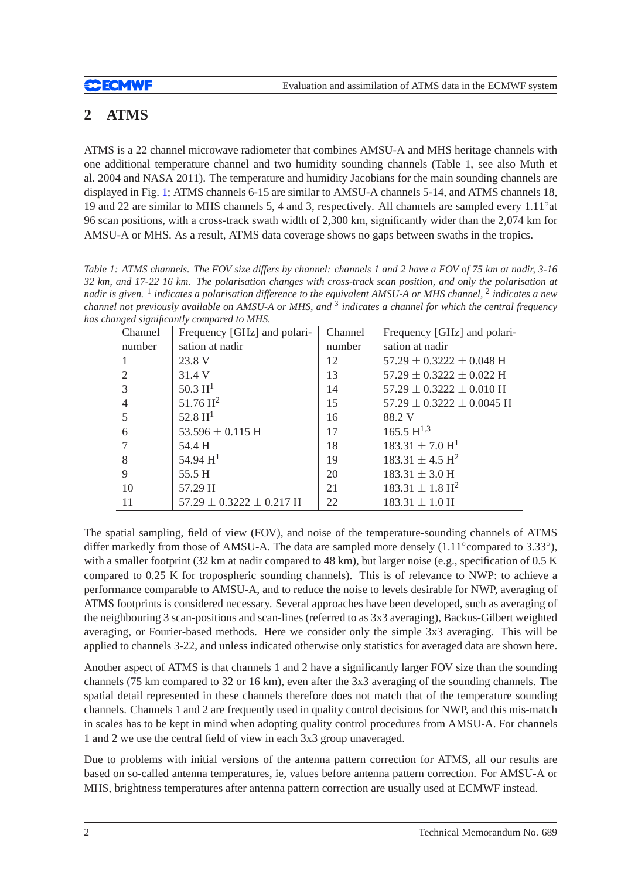## 2 ATMS

ATMS is a 22 channel microwave radiometer that combines AMSU-A and MHS heritage channels with one additional temperature channel and two humidity sounding channels (Table 1, see also Muth et al. 2004 and NASA 2011). The temperature and humidity Jacobians for the main sounding channels are displayed in Fig. 1; ATMS channels 6-15 are similar to AMSU-A channels 5-14, and ATMS channels 18, 19 and 22 are similar to MHS channels 5, 4 and 3, respectively. All channels are sampled every 1.11°at 96 scan positions, with a cross-track swath width of 2,300 km, significantly wider than the 2,074 km for AMSU-A or MHS. As a result, ATMS data coverage shows no gaps between swaths in the tropics.

*Table 1: ATMS channels. The FOV size differs by channel: channels 1 and 2 have a FOV of 75 km at nadir, 3-16 32 km, and 17-22 16 km. The polarisation changes with cross-track scan position, and only the polarisation at nadir is given. [1] indicates a polarisation difference to the equivalent AMSU-A or MHS channel, [2] indicates a new channel not previously available on AMSU-A or MHS, and [3] indicates a channel for which the central frequency has changed significantly compared to MHS.*

| Channel number | Frequency [GHz] and polarisation at nadir | Channel number | Frequency [GHz] and polarisation at nadir |
|---|---|---|---|
| 1 | 23.8 V | 12 | $57.29 \pm 0.3222 \pm 0.048$ H |
| 2 | 31.4 V | 13 | $57.29 \pm 0.3222 \pm 0.022$ H |
| 3 | 50.3 H[1] | 14 | $57.29 \pm 0.3222 \pm 0.010$ H |
| 4 | 51.76 H[2] | 15 | $57.29 \pm 0.3222 \pm 0.0045$ H |
| 5 | 52.8 H[1] | 16 | 88.2 V |
| 6 | $53.596 \pm 0.115$ H | 17 | 165.5 H[1,3] |
| 7 | 54.4 H | 18 | $183.31 \pm 7.0$ H[1] |
| 8 | 54.94 H[1] | 19 | $183.31 \pm 4.5$ H[2] |
| 9 | 55.5 H | 20 | $183.31 \pm 3.0$ H |
| 10 | 57.29 H | 21 | $183.31 \pm 1.8$ H[2] |
| 11 | $57.29 \pm 0.3222 \pm 0.217$ H | 22 | $183.31 \pm 1.0$ H |

The spatial sampling, field of view (FOV), and noise of the temperature-sounding channels of ATMS differ markedly from those of AMSU-A. The data are sampled more densely (1.11°compared to 3.33°), with a smaller footprint (32 km at nadir compared to 48 km), but larger noise (e.g., specification of 0.5 K compared to 0.25 K for tropospheric sounding channels). This is of relevance to NWP: to achieve a performance comparable to AMSU-A, and to reduce the noise to levels desirable for NWP, averaging of ATMS footprints is considered necessary. Several approaches have been developed, such as averaging of the neighbouring 3 scan-positions and scan-lines (referred to as 3x3 averaging), Backus-Gilbert weighted averaging, or Fourier-based methods. Here we consider only the simple 3x3 averaging. This will be applied to channels 3-22, and unless indicated otherwise only statistics for averaged data are shown here.

Another aspect of ATMS is that channels 1 and 2 have a significantly larger FOV size than the sounding channels (75 km compared to 32 or 16 km), even after the 3x3 averaging of the sounding channels. The spatial detail represented in these channels therefore does not match that of the temperature sounding channels. Channels 1 and 2 are frequently used in quality control decisions for NWP, and this mis-match in scales has to be kept in mind when adopting quality control procedures from AMSU-A. For channels 1 and 2 we use the central field of view in each 3x3 group unaveraged.

Due to problems with initial versions of the antenna pattern correction for ATMS, all our results are based on so-called antenna temperatures, ie, values before antenna pattern correction. For AMSU-A or MHS, brightness temperatures after antenna pattern correction are usually used at ECMWF instead.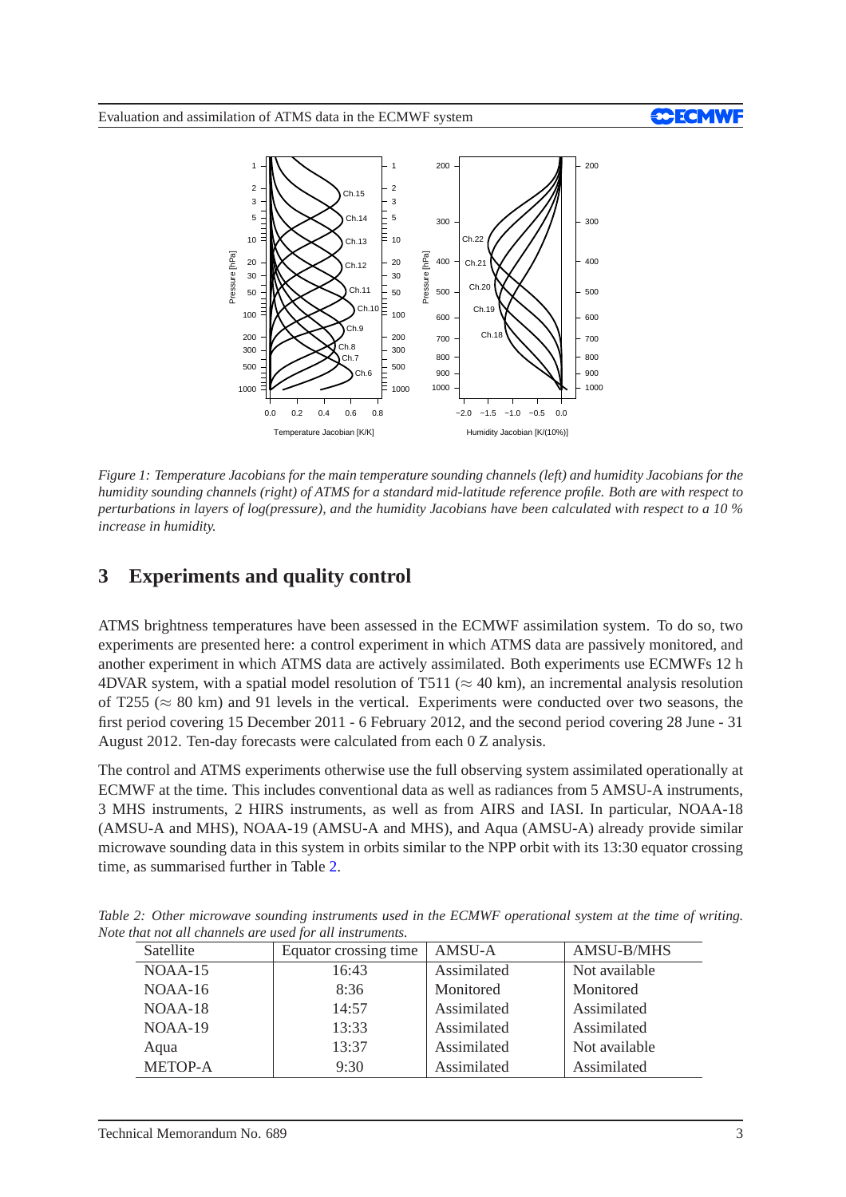*Figure 1: Temperature Jacobians for the main temperature sounding channels (left) and humidity Jacobians for the humidity sounding channels (right) of ATMS for a standard mid-latitude reference profile. Both are with respect to perturbations in layers of log(pressure), and the humidity Jacobians have been calculated with respect to a 10 % increase in humidity.*

## 3 Experiments and quality control

ATMS brightness temperatures have been assessed in the ECMWF assimilation system. To do so, two experiments are presented here: a control experiment in which ATMS data are passively monitored, and another experiment in which ATMS data are actively assimilated. Both experiments use ECMWFs 12 h 4DVAR system, with a spatial model resolution of T511 ($\approx$ 40 km), an incremental analysis resolution of T255 ($\approx$ 80 km) and 91 levels in the vertical. Experiments were conducted over two seasons, the first period covering 15 December 2011 - 6 February 2012, and the second period covering 28 June - 31 August 2012. Ten-day forecasts were calculated from each 0 Z analysis.

The control and ATMS experiments otherwise use the full observing system assimilated operationally at ECMWF at the time. This includes conventional data as well as radiances from 5 AMSU-A instruments, 3 MHS instruments, 2 HIRS instruments, as well as from AIRS and IASI. In particular, NOAA-18 (AMSU-A and MHS), NOAA-19 (AMSU-A and MHS), and Aqua (AMSU-A) already provide similar microwave sounding data in this system in orbits similar to the NPP orbit with its 13:30 equator crossing time, as summarised further in Table 2.

*Table 2: Other microwave sounding instruments used in the ECMWF operational system at the time of writing. Note that not all channels are used for all instruments.*

| Satellite | Equator crossing time | AMSU-A | AMSU-B/MHS |
|---|---|---|---|
| NOAA-15 | 16:43 | Assimilated | Not available |
| NOAA-16 | 8:36 | Monitored | Monitored |
| NOAA-18 | 14:57 | Assimilated | Assimilated |
| NOAA-19 | 13:33 | Assimilated | Assimilated |
| Aqua | 13:37 | Assimilated | Not available |
| METOP-A | 9:30 | Assimilated | Assimilated |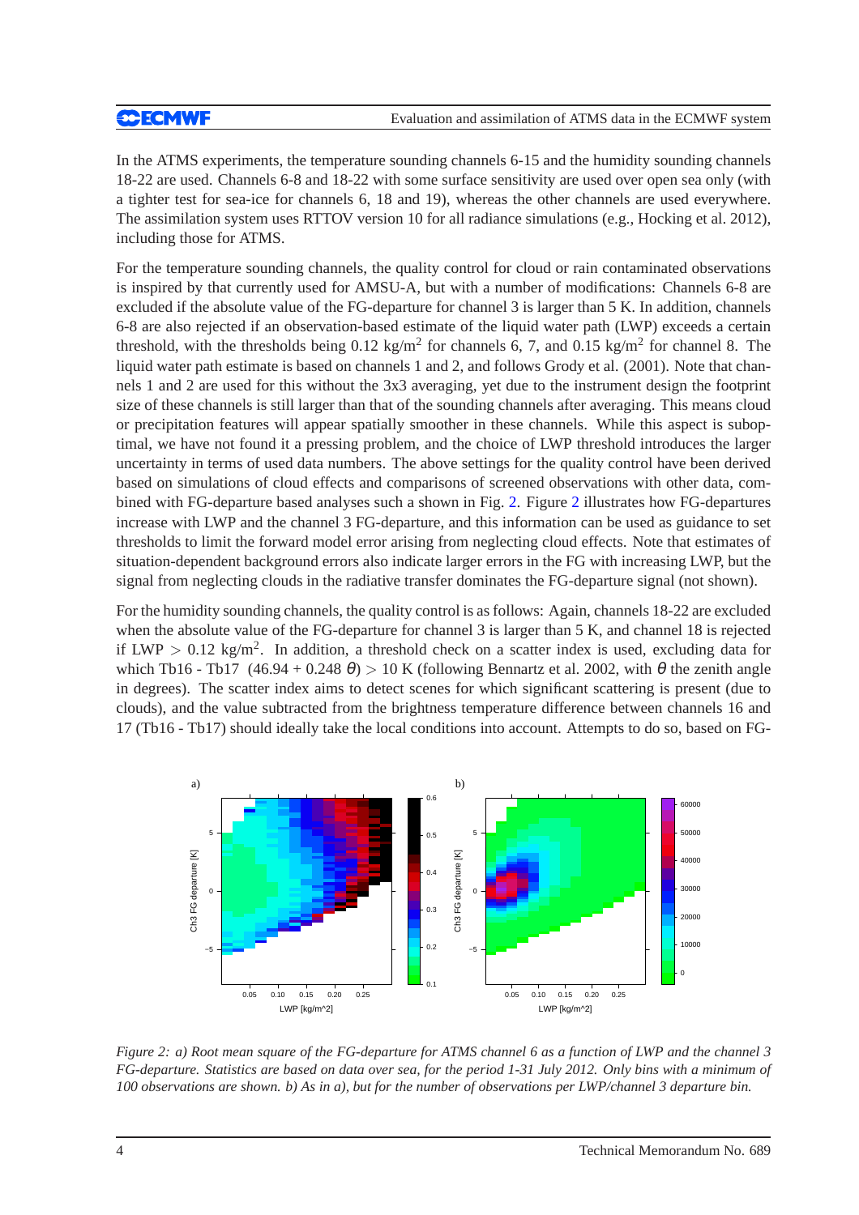In the ATMS experiments, the temperature sounding channels 6-15 and the humidity sounding channels 18-22 are used. Channels 6-8 and 18-22 with some surface sensitivity are used over open sea only (with a tighter test for sea-ice for channels 6, 18 and 19), whereas the other channels are used everywhere. The assimilation system uses RTTOV version 10 for all radiance simulations (e.g., Hocking et al. 2012), including those for ATMS.

For the temperature sounding channels, the quality control for cloud or rain contaminated observations is inspired by that currently used for AMSU-A, but with a number of modifications: Channels 6-8 are excluded if the absolute value of the FG-departure for channel 3 is larger than 5 K. In addition, channels 6-8 are also rejected if an observation-based estimate of the liquid water path (LWP) exceeds a certain threshold, with the thresholds being 0.12 kg/m$^2$ for channels 6, 7, and 0.15 kg/m$^2$ for channel 8. The liquid water path estimate is based on channels 1 and 2, and follows Grody et al. (2001). Note that channels 1 and 2 are used for this without the 3x3 averaging, yet due to the instrument design the footprint size of these channels is still larger than that of the sounding channels after averaging. This means cloud or precipitation features will appear spatially smoother in these channels. While this aspect is suboptimal, we have not found it a pressing problem, and the choice of LWP threshold introduces the larger uncertainty in terms of used data numbers. The above settings for the quality control have been derived based on simulations of cloud effects and comparisons of screened observations with other data, combined with FG-departure based analyses such a shown in Fig. 2. Figure 2 illustrates how FG-departures increase with LWP and the channel 3 FG-departure, and this information can be used as guidance to set thresholds to limit the forward model error arising from neglecting cloud effects. Note that estimates of situation-dependent background errors also indicate larger errors in the FG with increasing LWP, but the signal from neglecting clouds in the radiative transfer dominates the FG-departure signal (not shown).

For the humidity sounding channels, the quality control is as follows: Again, channels 18-22 are excluded when the absolute value of the FG-departure for channel 3 is larger than 5 K, and channel 18 is rejected if LWP $>$ 0.12 kg/m$^2$. In addition, a threshold check on a scatter index is used, excluding data for which Tb16 - Tb17 $(46.94 + 0.248\,\theta) > 10$ K (following Bennartz et al. 2002, with $\theta$ the zenith angle in degrees). The scatter index aims to detect scenes for which significant scattering is present (due to clouds), and the value subtracted from the brightness temperature difference between channels 16 and 17 (Tb16 - Tb17) should ideally take the local conditions into account. Attempts to do so, based on FG-

*Figure 2: a) Root mean square of the FG-departure for ATMS channel 6 as a function of LWP and the channel 3 FG-departure. Statistics are based on data over sea, for the period 1-31 July 2012. Only bins with a minimum of 100 observations are shown. b) As in a), but for the number of observations per LWP/channel 3 departure bin.*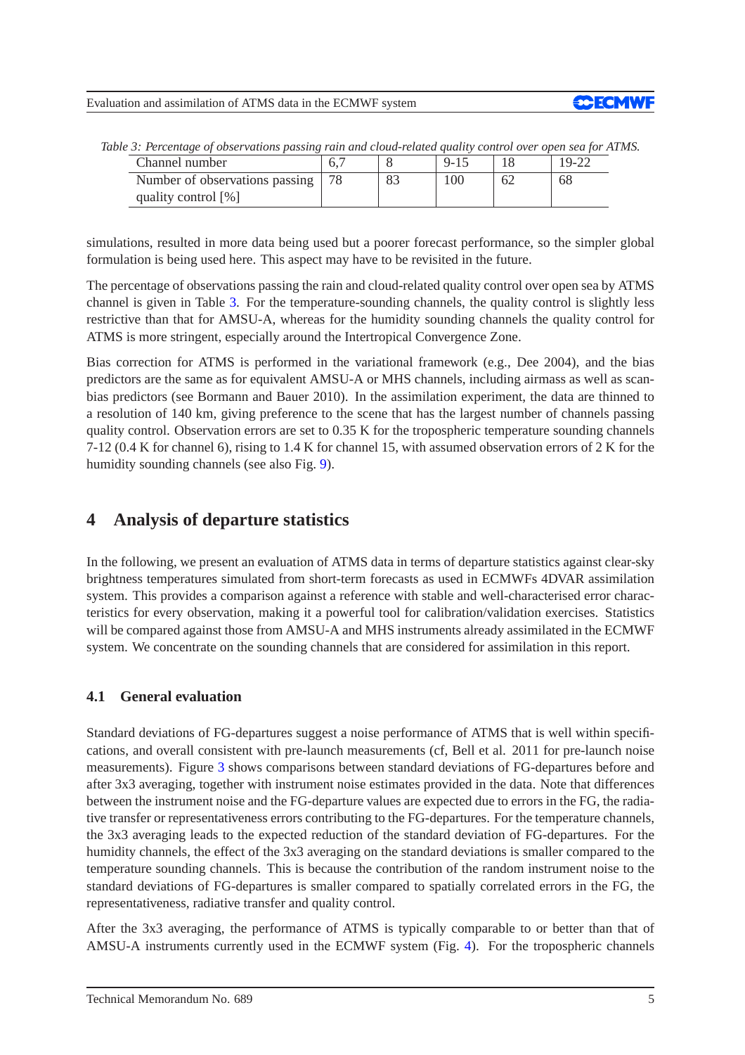*Table 3: Percentage of observations passing rain and cloud-related quality control over open sea for ATMS.*

| Channel number | 6,7 | 8 | 9-15 | 18 | 19-22 |
|---|---|---|---|---|---|
| Number of observations passing quality control [%] | 78 | 83 | 100 | 62 | 68 |

simulations, resulted in more data being used but a poorer forecast performance, so the simpler global formulation is being used here. This aspect may have to be revisited in the future.

The percentage of observations passing the rain and cloud-related quality control over open sea by ATMS channel is given in Table 3. For the temperature-sounding channels, the quality control is slightly less restrictive than that for AMSU-A, whereas for the humidity sounding channels the quality control for ATMS is more stringent, especially around the Intertropical Convergence Zone.

Bias correction for ATMS is performed in the variational framework (e.g., Dee 2004), and the bias predictors are the same as for equivalent AMSU-A or MHS channels, including airmass as well as scan-bias predictors (see Bormann and Bauer 2010). In the assimilation experiment, the data are thinned to a resolution of 140 km, giving preference to the scene that has the largest number of channels passing quality control. Observation errors are set to 0.35 K for the tropospheric temperature sounding channels 7-12 (0.4 K for channel 6), rising to 1.4 K for channel 15, with assumed observation errors of 2 K for the humidity sounding channels (see also Fig. 9).

# 4 Analysis of departure statistics

In the following, we present an evaluation of ATMS data in terms of departure statistics against clear-sky brightness temperatures simulated from short-term forecasts as used in ECMWFs 4DVAR assimilation system. This provides a comparison against a reference with stable and well-characterised error characteristics for every observation, making it a powerful tool for calibration/validation exercises. Statistics will be compared against those from AMSU-A and MHS instruments already assimilated in the ECMWF system. We concentrate on the sounding channels that are considered for assimilation in this report.

## 4.1 General evaluation

Standard deviations of FG-departures suggest a noise performance of ATMS that is well within specifications, and overall consistent with pre-launch measurements (cf, Bell et al. 2011 for pre-launch noise measurements). Figure 3 shows comparisons between standard deviations of FG-departures before and after 3x3 averaging, together with instrument noise estimates provided in the data. Note that differences between the instrument noise and the FG-departure values are expected due to errors in the FG, the radiative transfer or representativeness errors contributing to the FG-departures. For the temperature channels, the 3x3 averaging leads to the expected reduction of the standard deviation of FG-departures. For the humidity channels, the effect of the 3x3 averaging on the standard deviations is smaller compared to the temperature sounding channels. This is because the contribution of the random instrument noise to the standard deviations of FG-departures is smaller compared to spatially correlated errors in the FG, the representativeness, radiative transfer and quality control.

After the 3x3 averaging, the performance of ATMS is typically comparable to or better than that of AMSU-A instruments currently used in the ECMWF system (Fig. 4). For the tropospheric channels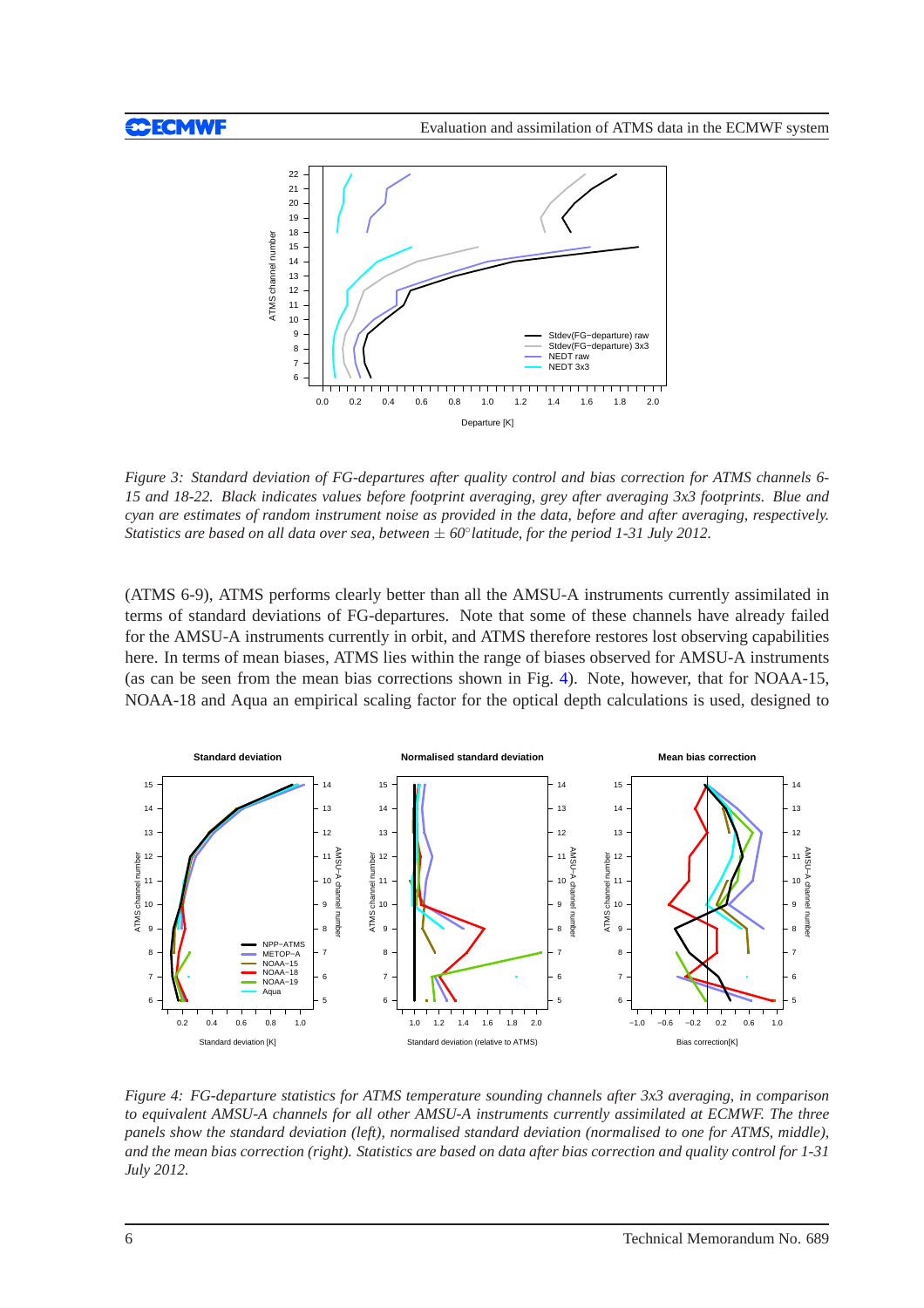*Figure 3: Standard deviation of FG-departures after quality control and bias correction for ATMS channels 6-15 and 18-22. Black indicates values before footprint averaging, grey after averaging 3x3 footprints. Blue and cyan are estimates of random instrument noise as provided in the data, before and after averaging, respectively. Statistics are based on all data over sea, between ± 60° latitude, for the period 1-31 July 2012.*

(ATMS 6-9), ATMS performs clearly better than all the AMSU-A instruments currently assimilated in terms of standard deviations of FG-departures. Note that some of these channels have already failed for the AMSU-A instruments currently in orbit, and ATMS therefore restores lost observing capabilities here. In terms of mean biases, ATMS lies within the range of biases observed for AMSU-A instruments (as can be seen from the mean bias corrections shown in Fig. 4). Note, however, that for NOAA-15, NOAA-18 and Aqua an empirical scaling factor for the optical depth calculations is used, designed to

*Figure 4: FG-departure statistics for ATMS temperature sounding channels after 3x3 averaging, in comparison to equivalent AMSU-A channels for all other AMSU-A instruments currently assimilated at ECMWF. The three panels show the standard deviation (left), normalised standard deviation (normalised to one for ATMS, middle), and the mean bias correction (right). Statistics are based on data after bias correction and quality control for 1-31 July 2012.*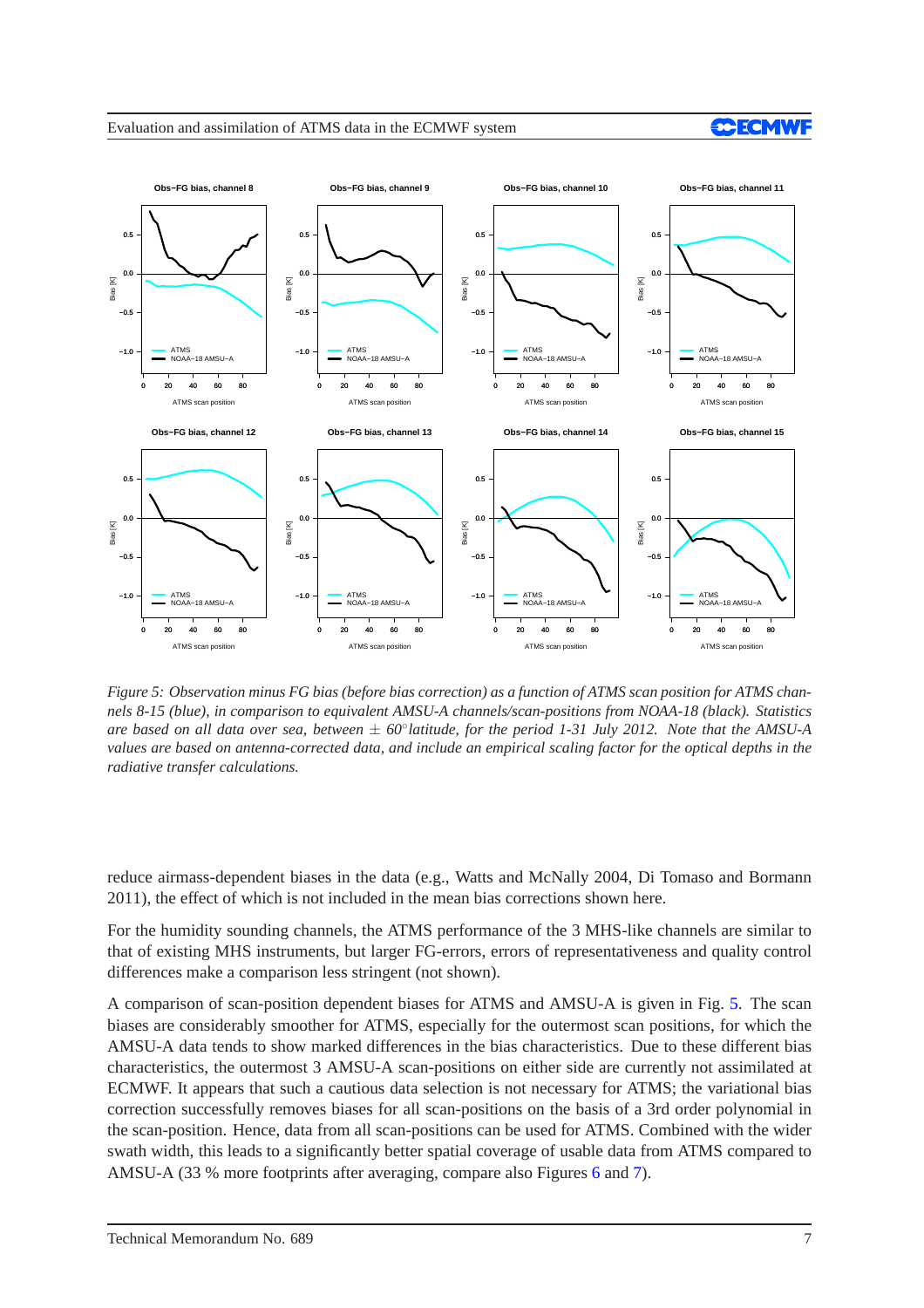*Figure 5: Observation minus FG bias (before bias correction) as a function of ATMS scan position for ATMS channels 8-15 (blue), in comparison to equivalent AMSU-A channels/scan-positions from NOAA-18 (black). Statistics are based on all data over sea, between ± 60°latitude, for the period 1-31 July 2012. Note that the AMSU-A values are based on antenna-corrected data, and include an empirical scaling factor for the optical depths in the radiative transfer calculations.*

reduce airmass-dependent biases in the data (e.g., Watts and McNally 2004, Di Tomaso and Bormann 2011), the effect of which is not included in the mean bias corrections shown here.

For the humidity sounding channels, the ATMS performance of the 3 MHS-like channels are similar to that of existing MHS instruments, but larger FG-errors, errors of representativeness and quality control differences make a comparison less stringent (not shown).

A comparison of scan-position dependent biases for ATMS and AMSU-A is given in Fig. 5. The scan biases are considerably smoother for ATMS, especially for the outermost scan positions, for which the AMSU-A data tends to show marked differences in the bias characteristics. Due to these different bias characteristics, the outermost 3 AMSU-A scan-positions on either side are currently not assimilated at ECMWF. It appears that such a cautious data selection is not necessary for ATMS; the variational bias correction successfully removes biases for all scan-positions on the basis of a 3rd order polynomial in the scan-position. Hence, data from all scan-positions can be used for ATMS. Combined with the wider swath width, this leads to a significantly better spatial coverage of usable data from ATMS compared to AMSU-A (33 % more footprints after averaging, compare also Figures 6 and 7).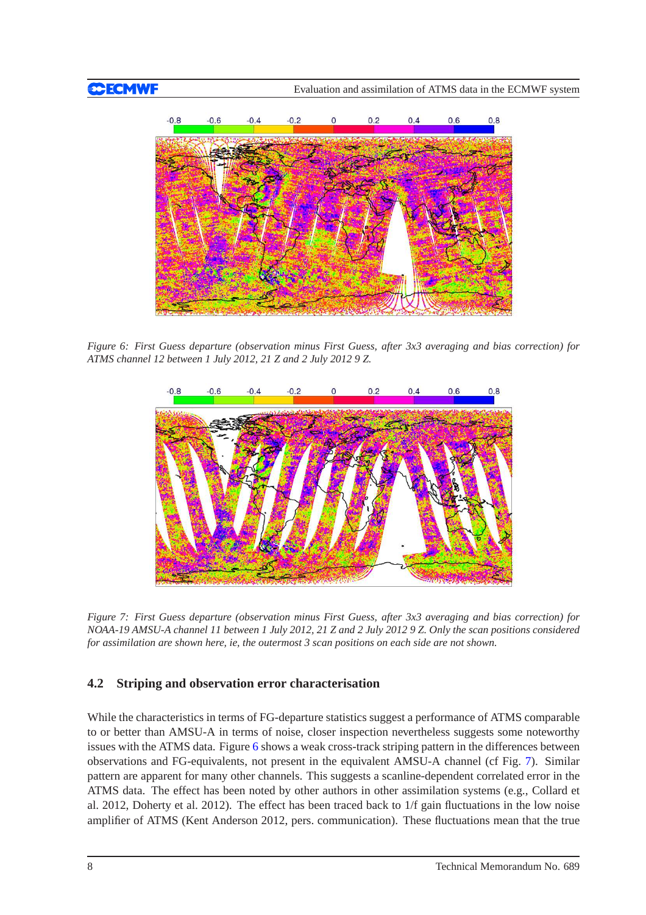*Figure 6: First Guess departure (observation minus First Guess, after 3x3 averaging and bias correction) for ATMS channel 12 between 1 July 2012, 21 Z and 2 July 2012 9 Z.*

*Figure 7: First Guess departure (observation minus First Guess, after 3x3 averaging and bias correction) for NOAA-19 AMSU-A channel 11 between 1 July 2012, 21 Z and 2 July 2012 9 Z. Only the scan positions considered for assimilation are shown here, ie, the outermost 3 scan positions on each side are not shown.*

### 4.2 Striping and observation error characterisation

While the characteristics in terms of FG-departure statistics suggest a performance of ATMS comparable to or better than AMSU-A in terms of noise, closer inspection nevertheless suggests some noteworthy issues with the ATMS data. Figure 6 shows a weak cross-track striping pattern in the differences between observations and FG-equivalents, not present in the equivalent AMSU-A channel (cf Fig. 7). Similar pattern are apparent for many other channels. This suggests a scanline-dependent correlated error in the ATMS data. The effect has been noted by other authors in other assimilation systems (e.g., Collard et al. 2012, Doherty et al. 2012). The effect has been traced back to 1/f gain fluctuations in the low noise amplifier of ATMS (Kent Anderson 2012, pers. communication). These fluctuations mean that the true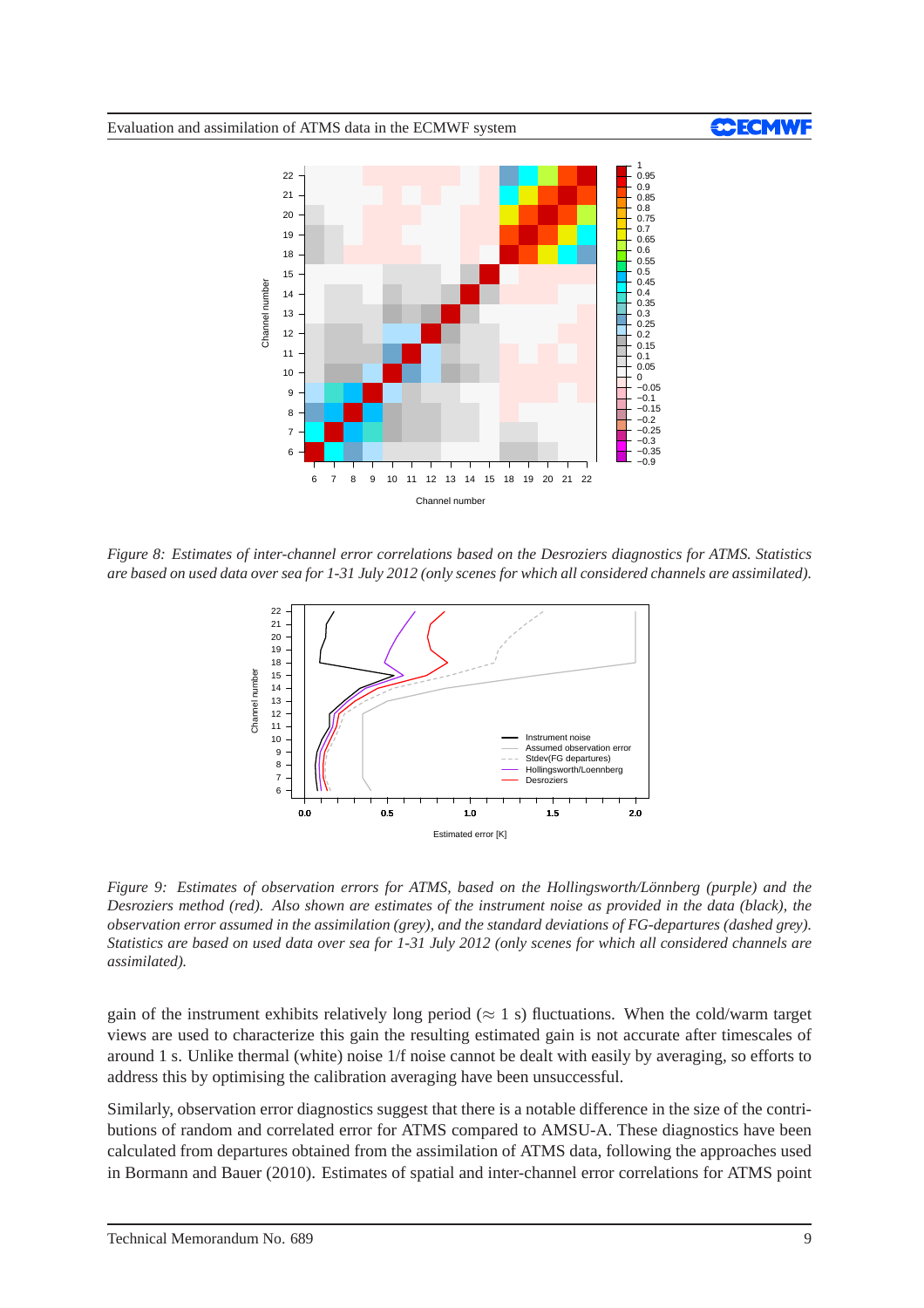*Figure 8: Estimates of inter-channel error correlations based on the Desroziers diagnostics for ATMS. Statistics are based on used data over sea for 1-31 July 2012 (only scenes for which all considered channels are assimilated).*

*Figure 9: Estimates of observation errors for ATMS, based on the Hollingsworth/Lönnberg (purple) and the Desroziers method (red). Also shown are estimates of the instrument noise as provided in the data (black), the observation error assumed in the assimilation (grey), and the standard deviations of FG-departures (dashed grey). Statistics are based on used data over sea for 1-31 July 2012 (only scenes for which all considered channels are assimilated).*

gain of the instrument exhibits relatively long period ($\approx$ 1 s) fluctuations. When the cold/warm target views are used to characterize this gain the resulting estimated gain is not accurate after timescales of around 1 s. Unlike thermal (white) noise 1/f noise cannot be dealt with easily by averaging, so efforts to address this by optimising the calibration averaging have been unsuccessful.

Similarly, observation error diagnostics suggest that there is a notable difference in the size of the contributions of random and correlated error for ATMS compared to AMSU-A. These diagnostics have been calculated from departures obtained from the assimilation of ATMS data, following the approaches used in Bormann and Bauer (2010). Estimates of spatial and inter-channel error correlations for ATMS point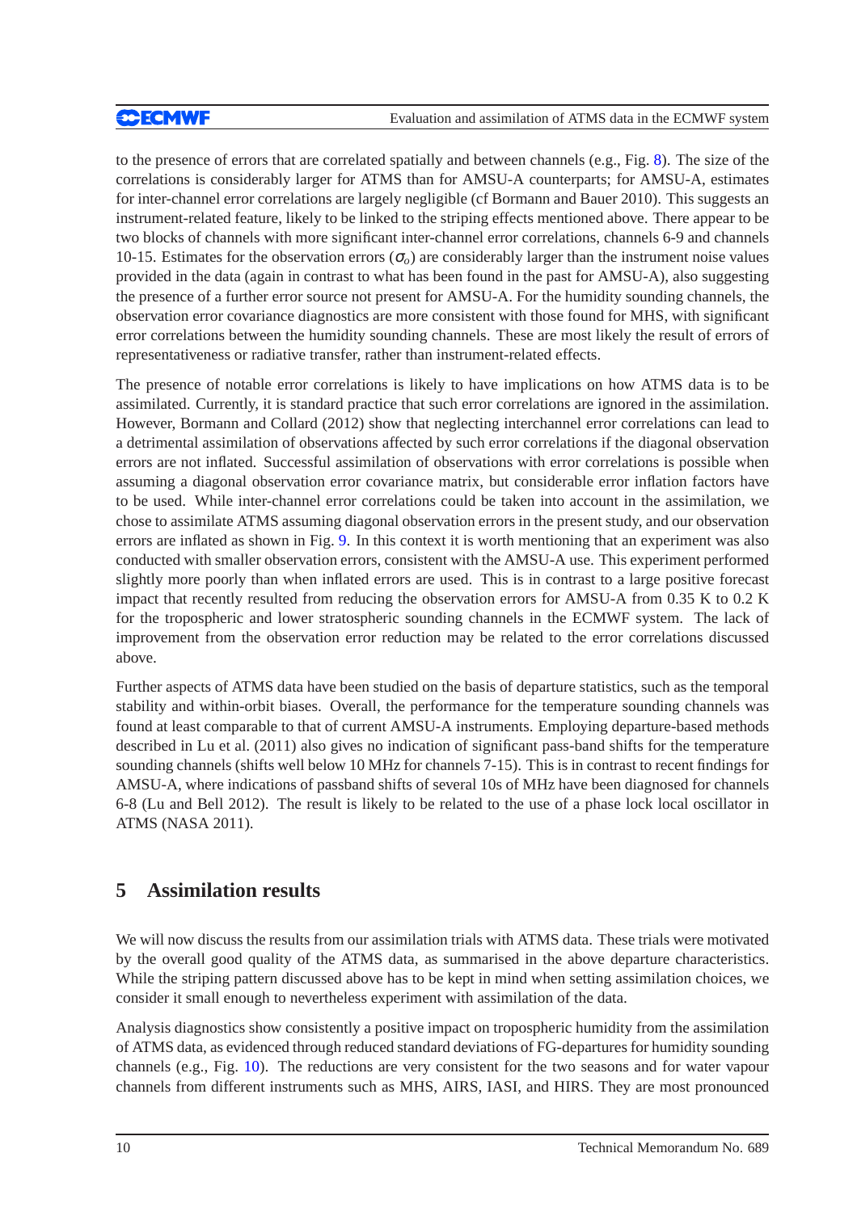to the presence of errors that are correlated spatially and between channels (e.g., Fig. 8). The size of the correlations is considerably larger for ATMS than for AMSU-A counterparts; for AMSU-A, estimates for inter-channel error correlations are largely negligible (cf Bormann and Bauer 2010). This suggests an instrument-related feature, likely to be linked to the striping effects mentioned above. There appear to be two blocks of channels with more significant inter-channel error correlations, channels 6-9 and channels 10-15. Estimates for the observation errors ($\sigma_o$) are considerably larger than the instrument noise values provided in the data (again in contrast to what has been found in the past for AMSU-A), also suggesting the presence of a further error source not present for AMSU-A. For the humidity sounding channels, the observation error covariance diagnostics are more consistent with those found for MHS, with significant error correlations between the humidity sounding channels. These are most likely the result of errors of representativeness or radiative transfer, rather than instrument-related effects.

The presence of notable error correlations is likely to have implications on how ATMS data is to be assimilated. Currently, it is standard practice that such error correlations are ignored in the assimilation. However, Bormann and Collard (2012) show that neglecting interchannel error correlations can lead to a detrimental assimilation of observations affected by such error correlations if the diagonal observation errors are not inflated. Successful assimilation of observations with error correlations is possible when assuming a diagonal observation error covariance matrix, but considerable error inflation factors have to be used. While inter-channel error correlations could be taken into account in the assimilation, we chose to assimilate ATMS assuming diagonal observation errors in the present study, and our observation errors are inflated as shown in Fig. 9. In this context it is worth mentioning that an experiment was also conducted with smaller observation errors, consistent with the AMSU-A use. This experiment performed slightly more poorly than when inflated errors are used. This is in contrast to a large positive forecast impact that recently resulted from reducing the observation errors for AMSU-A from 0.35 K to 0.2 K for the tropospheric and lower stratospheric sounding channels in the ECMWF system. The lack of improvement from the observation error reduction may be related to the error correlations discussed above.

Further aspects of ATMS data have been studied on the basis of departure statistics, such as the temporal stability and within-orbit biases. Overall, the performance for the temperature sounding channels was found at least comparable to that of current AMSU-A instruments. Employing departure-based methods described in Lu et al. (2011) also gives no indication of significant pass-band shifts for the temperature sounding channels (shifts well below 10 MHz for channels 7-15). This is in contrast to recent findings for AMSU-A, where indications of passband shifts of several 10s of MHz have been diagnosed for channels 6-8 (Lu and Bell 2012). The result is likely to be related to the use of a phase lock local oscillator in ATMS (NASA 2011).

# 5 Assimilation results

We will now discuss the results from our assimilation trials with ATMS data. These trials were motivated by the overall good quality of the ATMS data, as summarised in the above departure characteristics. While the striping pattern discussed above has to be kept in mind when setting assimilation choices, we consider it small enough to nevertheless experiment with assimilation of the data.

Analysis diagnostics show consistently a positive impact on tropospheric humidity from the assimilation of ATMS data, as evidenced through reduced standard deviations of FG-departures for humidity sounding channels (e.g., Fig. 10). The reductions are very consistent for the two seasons and for water vapour channels from different instruments such as MHS, AIRS, IASI, and HIRS. They are most pronounced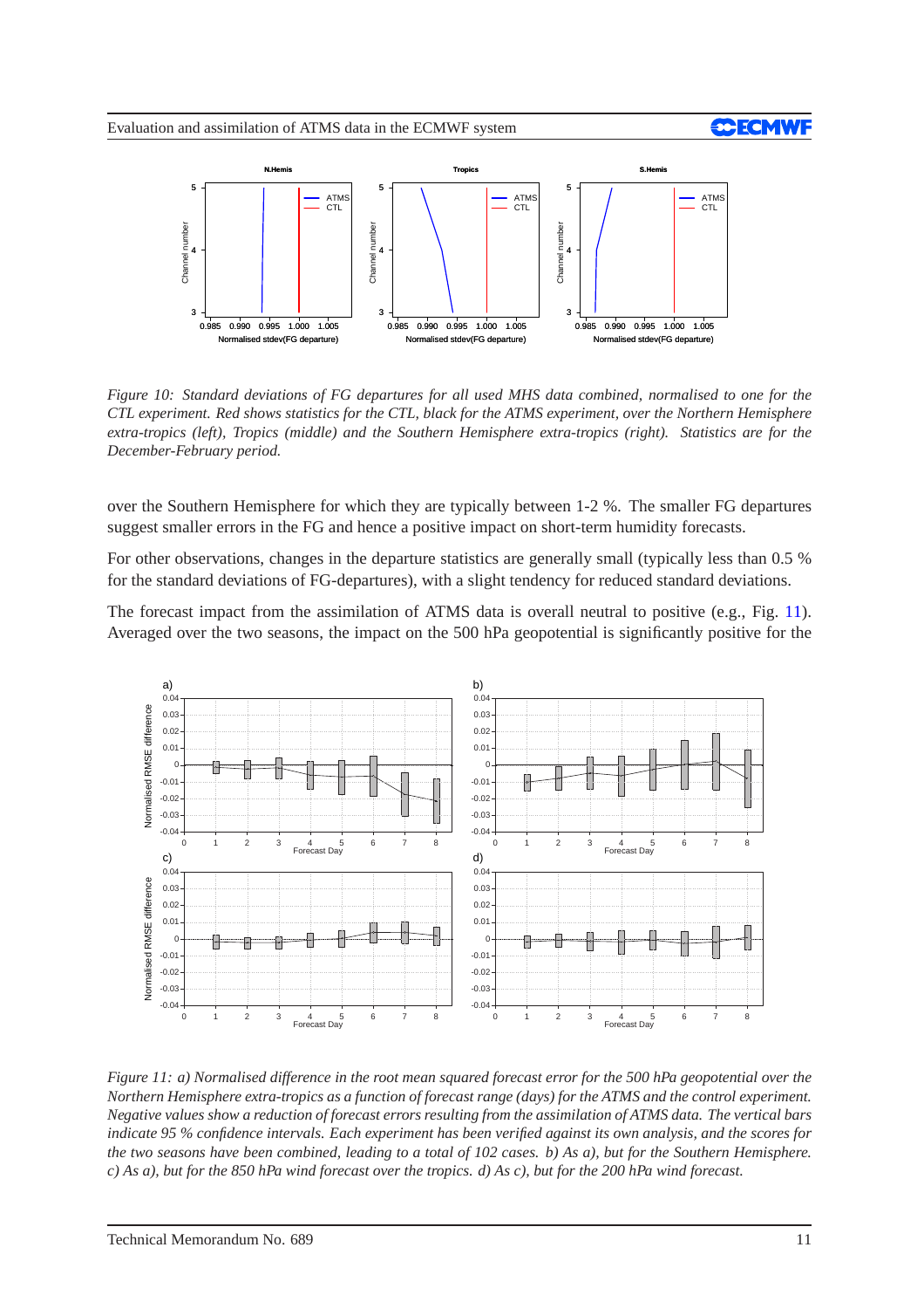*Figure 10: Standard deviations of FG departures for all used MHS data combined, normalised to one for the CTL experiment. Red shows statistics for the CTL, black for the ATMS experiment, over the Northern Hemisphere extra-tropics (left), Tropics (middle) and the Southern Hemisphere extra-tropics (right). Statistics are for the December-February period.*

over the Southern Hemisphere for which they are typically between 1-2 %. The smaller FG departures suggest smaller errors in the FG and hence a positive impact on short-term humidity forecasts.

For other observations, changes in the departure statistics are generally small (typically less than 0.5 % for the standard deviations of FG-departures), with a slight tendency for reduced standard deviations.

The forecast impact from the assimilation of ATMS data is overall neutral to positive (e.g., Fig. 11). Averaged over the two seasons, the impact on the 500 hPa geopotential is significantly positive for the

*Figure 11: a) Normalised difference in the root mean squared forecast error for the 500 hPa geopotential over the Northern Hemisphere extra-tropics as a function of forecast range (days) for the ATMS and the control experiment. Negative values show a reduction of forecast errors resulting from the assimilation of ATMS data. The vertical bars indicate 95 % confidence intervals. Each experiment has been verified against its own analysis, and the scores for the two seasons have been combined, leading to a total of 102 cases. b) As a), but for the Southern Hemisphere. c) As a), but for the 850 hPa wind forecast over the tropics. d) As c), but for the 200 hPa wind forecast.*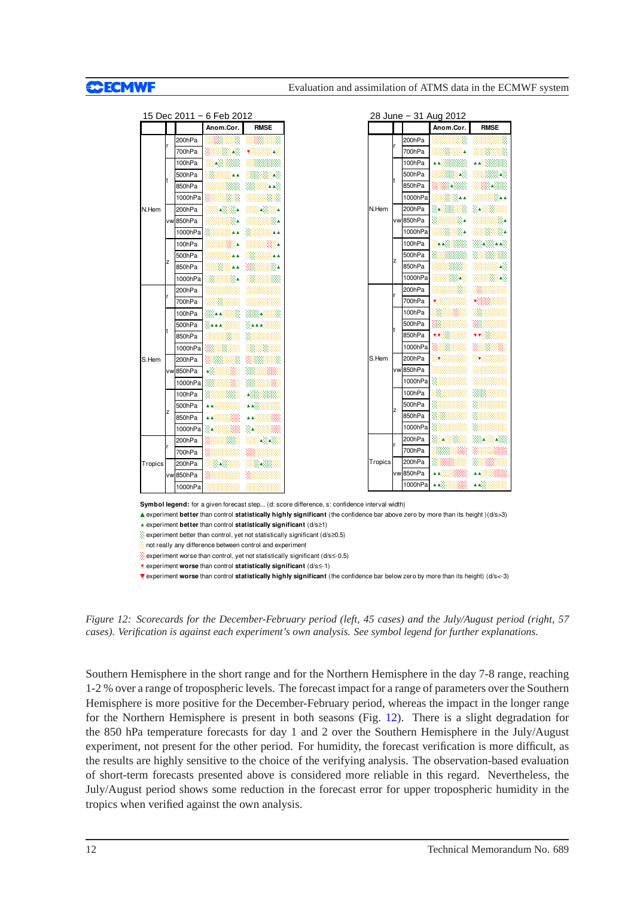| | | | 15 Dec 2011 – 6 Feb 2012 Anom.Cor. | RMSE |
|---|---|---|---|---|
| N.Hem | r | 200hPa | | |
| | | 700hPa | | |
| | t | 100hPa | | |
| | | 500hPa | | |
| | | 850hPa | | |
| | | 1000hPa | | |
| | vw | 200hPa | | |
| | | 850hPa | | |
| | | 1000hPa | | |
| | z | 100hPa | | |
| | | 500hPa | | |
| | | 850hPa | | |
| | | 1000hPa | | |
| S.Hem | r | 200hPa | | |
| | | 700hPa | | |
| | t | 100hPa | | |
| | | 500hPa | | |
| | | 850hPa | | |
| | | 1000hPa | | |
| | vw | 200hPa | | |
| | | 850hPa | | |
| | | 1000hPa | | |
| | z | 100hPa | | |
| | | 500hPa | | |
| | | 850hPa | | |
| | | 1000hPa | | |
| Tropics | r | 200hPa | | |
| | | 700hPa | | |
| | vw | 200hPa | | |
| | | 850hPa | | |
| | | 1000hPa | | |

| | | | 28 June – 31 Aug 2012 Anom.Cor. | RMSE |
|---|---|---|---|---|
| N.Hem | r | 200hPa | | |
| | | 700hPa | | |
| | t | 100hPa | | |
| | | 500hPa | | |
| | | 850hPa | | |
| | | 1000hPa | | |
| | vw | 200hPa | | |
| | | 850hPa | | |
| | | 1000hPa | | |
| | z | 100hPa | | |
| | | 500hPa | | |
| | | 850hPa | | |
| | | 1000hPa | | |
| S.Hem | r | 200hPa | | |
| | | 700hPa | | |
| | t | 100hPa | | |
| | | 500hPa | | |
| | | 850hPa | | |
| | | 1000hPa | | |
| | vw | 200hPa | | |
| | | 850hPa | | |
| | | 1000hPa | | |
| | z | 100hPa | | |
| | | 500hPa | | |
| | | 850hPa | | |
| | | 1000hPa | | |
| Tropics | r | 200hPa | | |
| | | 700hPa | | |
| | vw | 200hPa | | |
| | | 850hPa | | |
| | | 1000hPa | | |

**Symbol legend:** for a given forecast step... (d: score difference, s: confidence interval width)

▲ experiment **better** than control **statistically highly significant** (the confidence bar above zero by more than its height ) (d/s>3)

▴ experiment **better** than control **statistically significant** (d/s≥1)

experiment better than control, yet not statistically significant (d/s≥0.5)

not really any difference between control and experiment

experiment worse than control, yet not statistically significant (d/s≤-0.5)

▾ experiment **worse** than control **statistically significant** (d/s≤-1)

▼ experiment **worse** than control **statistically highly significant** (the confidence bar below zero by more than its height) (d/s<-3)

*Figure 12: Scorecards for the December-February period (left, 45 cases) and the July/August period (right, 57 cases). Verification is against each experiment's own analysis. See symbol legend for further explanations.*

Southern Hemisphere in the short range and for the Northern Hemisphere in the day 7-8 range, reaching 1-2 % over a range of tropospheric levels. The forecast impact for a range of parameters over the Southern Hemisphere is more positive for the December-February period, whereas the impact in the longer range for the Northern Hemisphere is present in both seasons (Fig. 12). There is a slight degradation for the 850 hPa temperature forecasts for day 1 and 2 over the Southern Hemisphere in the July/August experiment, not present for the other period. For humidity, the forecast verification is more difficult, as the results are highly sensitive to the choice of the verifying analysis. The observation-based evaluation of short-term forecasts presented above is considered more reliable in this regard. Nevertheless, the July/August period shows some reduction in the forecast error for upper tropospheric humidity in the tropics when verified against the own analysis.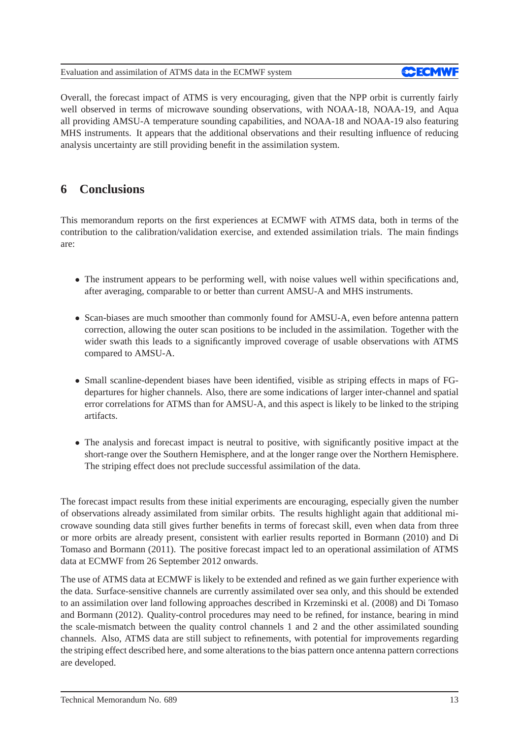Overall, the forecast impact of ATMS is very encouraging, given that the NPP orbit is currently fairly well observed in terms of microwave sounding observations, with NOAA-18, NOAA-19, and Aqua all providing AMSU-A temperature sounding capabilities, and NOAA-18 and NOAA-19 also featuring MHS instruments. It appears that the additional observations and their resulting influence of reducing analysis uncertainty are still providing benefit in the assimilation system.

# 6 Conclusions

This memorandum reports on the first experiences at ECMWF with ATMS data, both in terms of the contribution to the calibration/validation exercise, and extended assimilation trials. The main findings are:

- The instrument appears to be performing well, with noise values well within specifications and, after averaging, comparable to or better than current AMSU-A and MHS instruments.
- Scan-biases are much smoother than commonly found for AMSU-A, even before antenna pattern correction, allowing the outer scan positions to be included in the assimilation. Together with the wider swath this leads to a significantly improved coverage of usable observations with ATMS compared to AMSU-A.
- Small scanline-dependent biases have been identified, visible as striping effects in maps of FG-departures for higher channels. Also, there are some indications of larger inter-channel and spatial error correlations for ATMS than for AMSU-A, and this aspect is likely to be linked to the striping artifacts.
- The analysis and forecast impact is neutral to positive, with significantly positive impact at the short-range over the Southern Hemisphere, and at the longer range over the Northern Hemisphere. The striping effect does not preclude successful assimilation of the data.

The forecast impact results from these initial experiments are encouraging, especially given the number of observations already assimilated from similar orbits. The results highlight again that additional microwave sounding data still gives further benefits in terms of forecast skill, even when data from three or more orbits are already present, consistent with earlier results reported in Bormann (2010) and Di Tomaso and Bormann (2011). The positive forecast impact led to an operational assimilation of ATMS data at ECMWF from 26 September 2012 onwards.

The use of ATMS data at ECMWF is likely to be extended and refined as we gain further experience with the data. Surface-sensitive channels are currently assimilated over sea only, and this should be extended to an assimilation over land following approaches described in Krzeminski et al. (2008) and Di Tomaso and Bormann (2012). Quality-control procedures may need to be refined, for instance, bearing in mind the scale-mismatch between the quality control channels 1 and 2 and the other assimilated sounding channels. Also, ATMS data are still subject to refinements, with potential for improvements regarding the striping effect described here, and some alterations to the bias pattern once antenna pattern corrections are developed.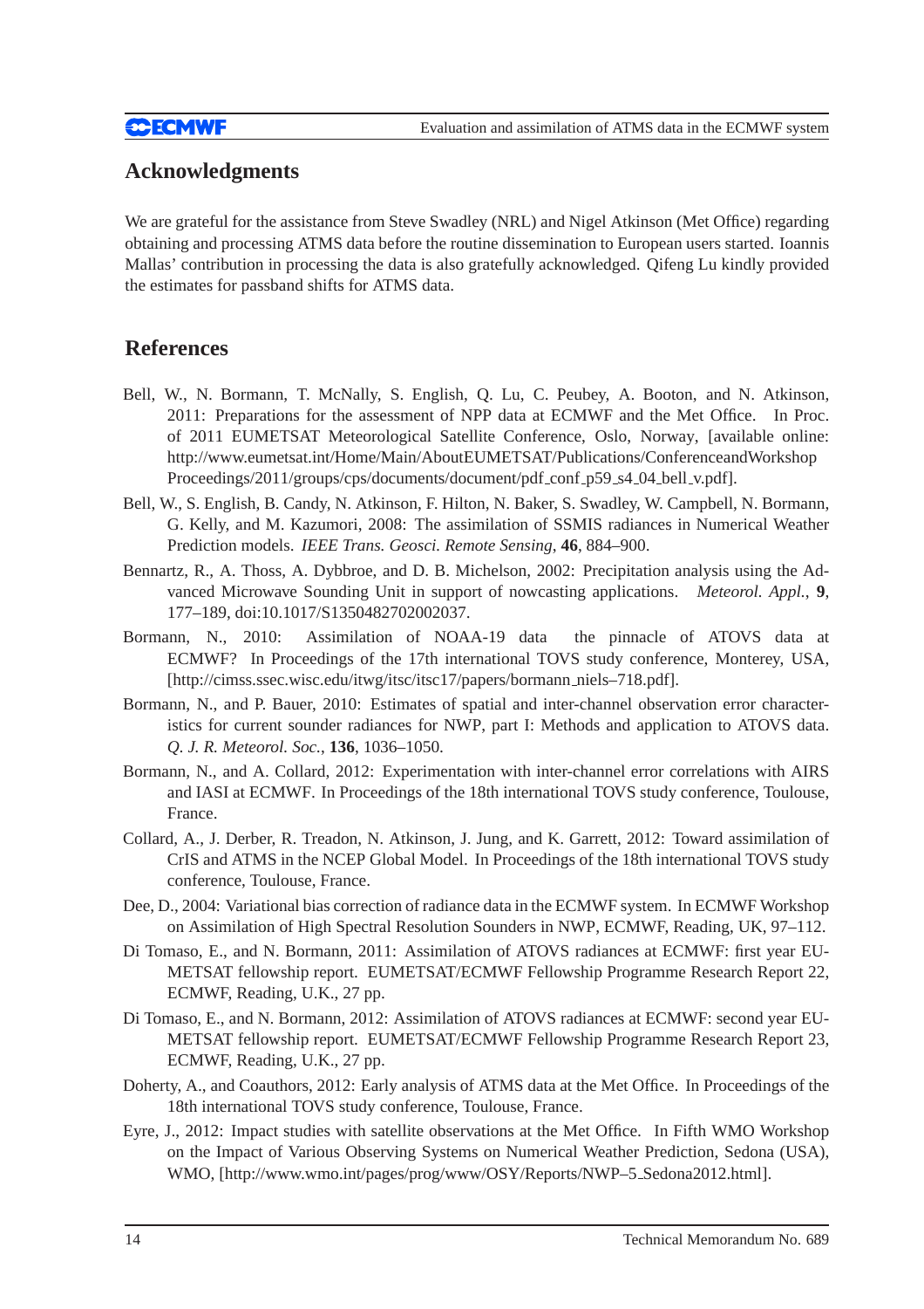## Acknowledgments

We are grateful for the assistance from Steve Swadley (NRL) and Nigel Atkinson (Met Office) regarding obtaining and processing ATMS data before the routine dissemination to European users started. Ioannis Mallas' contribution in processing the data is also gratefully acknowledged. Qifeng Lu kindly provided the estimates for passband shifts for ATMS data.

## References

Bell, W., N. Bormann, T. McNally, S. English, Q. Lu, C. Peubey, A. Booton, and N. Atkinson, 2011: Preparations for the assessment of NPP data at ECMWF and the Met Office. In Proc. of 2011 EUMETSAT Meteorological Satellite Conference, Oslo, Norway, [available online: http://www.eumetsat.int/Home/Main/AboutEUMETSAT/Publications/ConferenceandWorkshop Proceedings/2011/groups/cps/documents/document/pdf_conf_p59_s4_04_bell_v.pdf].

Bell, W., S. English, B. Candy, N. Atkinson, F. Hilton, N. Baker, S. Swadley, W. Campbell, N. Bormann, G. Kelly, and M. Kazumori, 2008: The assimilation of SSMIS radiances in Numerical Weather Prediction models. *IEEE Trans. Geosci. Remote Sensing*, **46**, 884–900.

Bennartz, R., A. Thoss, A. Dybbroe, and D. B. Michelson, 2002: Precipitation analysis using the Advanced Microwave Sounding Unit in support of nowcasting applications. *Meteorol. Appl.*, **9**, 177–189, doi:10.1017/S1350482702002037.

Bormann, N., 2010: Assimilation of NOAA-19 data the pinnacle of ATOVS data at ECMWF? In Proceedings of the 17th international TOVS study conference, Monterey, USA, [http://cimss.ssec.wisc.edu/itwg/itsc/itsc17/papers/bormann_niels–718.pdf].

Bormann, N., and P. Bauer, 2010: Estimates of spatial and inter-channel observation error characteristics for current sounder radiances for NWP, part I: Methods and application to ATOVS data. *Q. J. R. Meteorol. Soc.*, **136**, 1036–1050.

Bormann, N., and A. Collard, 2012: Experimentation with inter-channel error correlations with AIRS and IASI at ECMWF. In Proceedings of the 18th international TOVS study conference, Toulouse, France.

Collard, A., J. Derber, R. Treadon, N. Atkinson, J. Jung, and K. Garrett, 2012: Toward assimilation of CrIS and ATMS in the NCEP Global Model. In Proceedings of the 18th international TOVS study conference, Toulouse, France.

Dee, D., 2004: Variational bias correction of radiance data in the ECMWF system. In ECMWF Workshop on Assimilation of High Spectral Resolution Sounders in NWP, ECMWF, Reading, UK, 97–112.

Di Tomaso, E., and N. Bormann, 2011: Assimilation of ATOVS radiances at ECMWF: first year EUMETSAT fellowship report. EUMETSAT/ECMWF Fellowship Programme Research Report 22, ECMWF, Reading, U.K., 27 pp.

Di Tomaso, E., and N. Bormann, 2012: Assimilation of ATOVS radiances at ECMWF: second year EUMETSAT fellowship report. EUMETSAT/ECMWF Fellowship Programme Research Report 23, ECMWF, Reading, U.K., 27 pp.

Doherty, A., and Coauthors, 2012: Early analysis of ATMS data at the Met Office. In Proceedings of the 18th international TOVS study conference, Toulouse, France.

Eyre, J., 2012: Impact studies with satellite observations at the Met Office. In Fifth WMO Workshop on the Impact of Various Observing Systems on Numerical Weather Prediction, Sedona (USA), WMO, [http://www.wmo.int/pages/prog/www/OSY/Reports/NWP–5_Sedona2012.html].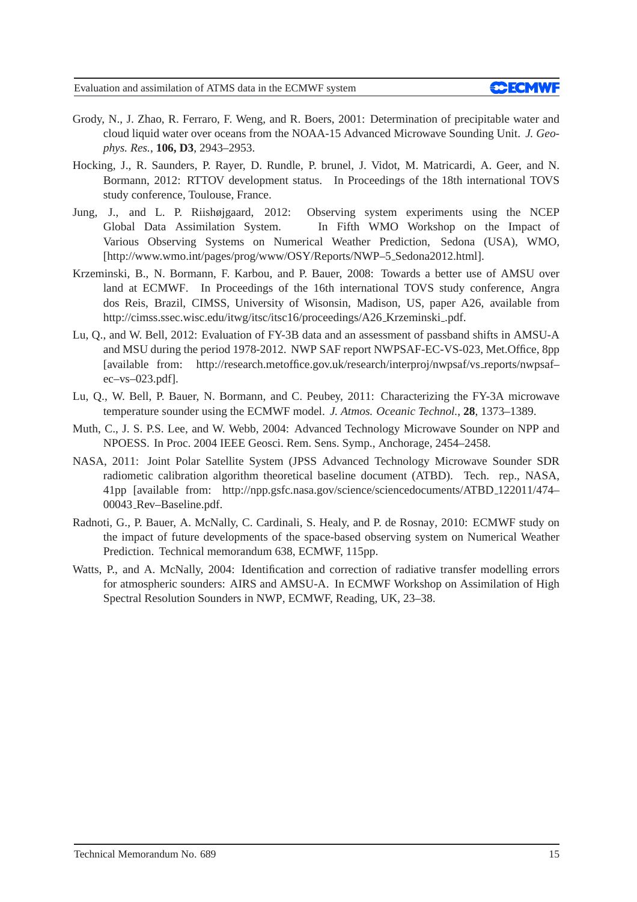Grody, N., J. Zhao, R. Ferraro, F. Weng, and R. Boers, 2001: Determination of precipitable water and cloud liquid water over oceans from the NOAA-15 Advanced Microwave Sounding Unit. *J. Geophys. Res.*, **106, D3**, 2943–2953.

Hocking, J., R. Saunders, P. Rayer, D. Rundle, P. brunel, J. Vidot, M. Matricardi, A. Geer, and N. Bormann, 2012: RTTOV development status. In Proceedings of the 18th international TOVS study conference, Toulouse, France.

Jung, J., and L. P. Riishøjgaard, 2012: Observing system experiments using the NCEP Global Data Assimilation System. In Fifth WMO Workshop on the Impact of Various Observing Systems on Numerical Weather Prediction, Sedona (USA), WMO, [http://www.wmo.int/pages/prog/www/OSY/Reports/NWP–5_Sedona2012.html].

Krzeminski, B., N. Bormann, F. Karbou, and P. Bauer, 2008: Towards a better use of AMSU over land at ECMWF. In Proceedings of the 16th international TOVS study conference, Angra dos Reis, Brazil, CIMSS, University of Wisonsin, Madison, US, paper A26, available from http://cimss.ssec.wisc.edu/itwg/itsc/itsc16/proceedings/A26_Krzeminski_.pdf.

Lu, Q., and W. Bell, 2012: Evaluation of FY-3B data and an assessment of passband shifts in AMSU-A and MSU during the period 1978-2012. NWP SAF report NWPSAF-EC-VS-023, Met.Office, 8pp [available from: http://research.metoffice.gov.uk/research/interproj/nwpsaf/vs_reports/nwpsaf–ec–vs–023.pdf].

Lu, Q., W. Bell, P. Bauer, N. Bormann, and C. Peubey, 2011: Characterizing the FY-3A microwave temperature sounder using the ECMWF model. *J. Atmos. Oceanic Technol.*, **28**, 1373–1389.

Muth, C., J. S. P.S. Lee, and W. Webb, 2004: Advanced Technology Microwave Sounder on NPP and NPOESS. In Proc. 2004 IEEE Geosci. Rem. Sens. Symp., Anchorage, 2454–2458.

NASA, 2011: Joint Polar Satellite System (JPSS Advanced Technology Microwave Sounder SDR radiometic calibration algorithm theoretical baseline document (ATBD). Tech. rep., NASA, 41pp [available from: http://npp.gsfc.nasa.gov/science/sciencedocuments/ATBD_122011/474–00043_Rev–Baseline.pdf.

Radnoti, G., P. Bauer, A. McNally, C. Cardinali, S. Healy, and P. de Rosnay, 2010: ECMWF study on the impact of future developments of the space-based observing system on Numerical Weather Prediction. Technical memorandum 638, ECMWF, 115pp.

Watts, P., and A. McNally, 2004: Identification and correction of radiative transfer modelling errors for atmospheric sounders: AIRS and AMSU-A. In ECMWF Workshop on Assimilation of High Spectral Resolution Sounders in NWP, ECMWF, Reading, UK, 23–38.